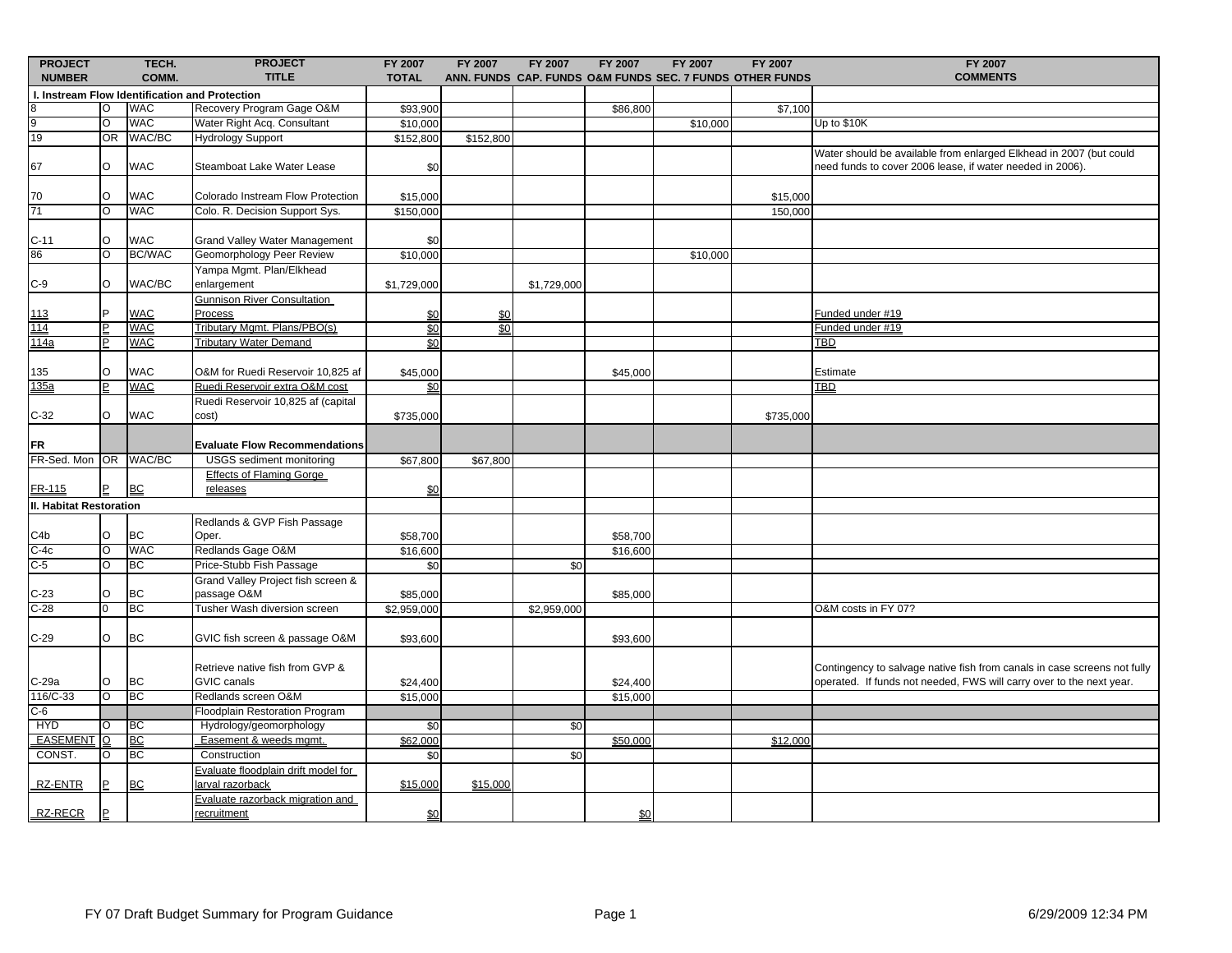| PROJECT NUMBER | | TECH. COMM. | PROJECT TITLE | FY 2007 TOTAL | FY 2007 ANN. FUNDS | FY 2007 CAP. FUNDS | FY 2007 O&M FUNDS | FY 2007 SEC. 7 FUNDS | FY 2007 OTHER FUNDS | FY 2007 COMMENTS |
|---|---|---|---|---|---|---|---|---|---|---|
| **I. Instream Flow Identification and Protection** | | | | | | | | | | |
| 8 | O | WAC | Recovery Program Gage O&M | $93,900 | | | $86,800 | | $7,100 | |
| 9 | O | WAC | Water Right Acq. Consultant | $10,000 | | | | $10,000 | | Up to $10K |
| 19 | OR | WAC/BC | Hydrology Support | $152,800 | $152,800 | | | | | |
| 67 | O | WAC | Steamboat Lake Water Lease | $0 | | | | | | Water should be available from enlarged Elkhead in 2007 (but could need funds to cover 2006 lease, if water needed in 2006). |
| 70 | O | WAC | Colorado Instream Flow Protection | $15,000 | | | | | $15,000 | |
| 71 | O | WAC | Colo. R. Decision Support Sys. | $150,000 | | | | | 150,000 | |
| C-11 | O | WAC | Grand Valley Water Management | $0 | | | | | | |
| 86 | O | BC/WAC | Geomorphology Peer Review | $10,000 | | | | $10,000 | | |
| C-9 | O | WAC/BC | Yampa Mgmt. Plan/Elkhead enlargement | $1,729,000 | | $1,729,000 | | | | |
| 113 | P | WAC | Gunnison River Consultation Process | $0 | $0 | | | | | Funded under #19 |
| 114 | P | WAC | Tributary Mgmt. Plans/PBO(s) | $0 | $0 | | | | | Funded under #19 |
| 114a | P | WAC | Tributary Water Demand | $0 | | | | | | TBD |
| 135 | O | WAC | O&M for Ruedi Reservoir 10,825 af | $45,000 | | | $45,000 | | | Estimate |
| 135a | P | WAC | Ruedi Reservoir extra O&M cost | $0 | | | | | | TBD |
| C-32 | O | WAC | Ruedi Reservoir 10,825 af (capital cost) | $735,000 | | | | | $735,000 | |
| **FR** | | | **Evaluate Flow Recommendations** | | | | | | | |
| FR-Sed. Mon | OR | WAC/BC | USGS sediment monitoring | $67,800 | $67,800 | | | | | |
| FR-115 | P | BC | Effects of Flaming Gorge releases | $0 | | | | | | |
| **II. Habitat Restoration** | | | | | | | | | | |
| C4b | O | BC | Redlands & GVP Fish Passage Oper. | $58,700 | | | $58,700 | | | |
| C-4c | O | WAC | Redlands Gage O&M | $16,600 | | | $16,600 | | | |
| C-5 | O | BC | Price-Stubb Fish Passage | $0 | | $0 | | | | |
| C-23 | O | BC | Grand Valley Project fish screen & passage O&M | $85,000 | | | $85,000 | | | |
| C-28 | 0 | BC | Tusher Wash diversion screen | $2,959,000 | | $2,959,000 | | | | O&M costs in FY 07? |
| C-29 | O | BC | GVIC fish screen & passage O&M | $93,600 | | | $93,600 | | | |
| C-29a | O | BC | Retrieve native fish from GVP & GVIC canals | $24,400 | | | $24,400 | | | Contingency to salvage native fish from canals in case screens not fully operated. If funds not needed, FWS will carry over to the next year. |
| 116/C-33 | O | BC | Redlands screen O&M | $15,000 | | | $15,000 | | | |
| C-6 | | | Floodplain Restoration Program | | | | | | | |
| HYD | O | BC | Hydrology/geomorphology | $0 | | $0 | | | | |
| EASEMENT | O | BC | Easement & weeds mgmt. | $62,000 | | | $50,000 | | $12,000 | |
| CONST. | O | BC | Construction | $0 | | $0 | | | | |
| RZ-ENTR | P | BC | Evaluate floodplain drift model for larval razorback | $15,000 | $15,000 | | | | | |
| RZ-RECR | P | | Evaluate razorback migration and recruitment | $0 | | | $0 | | | |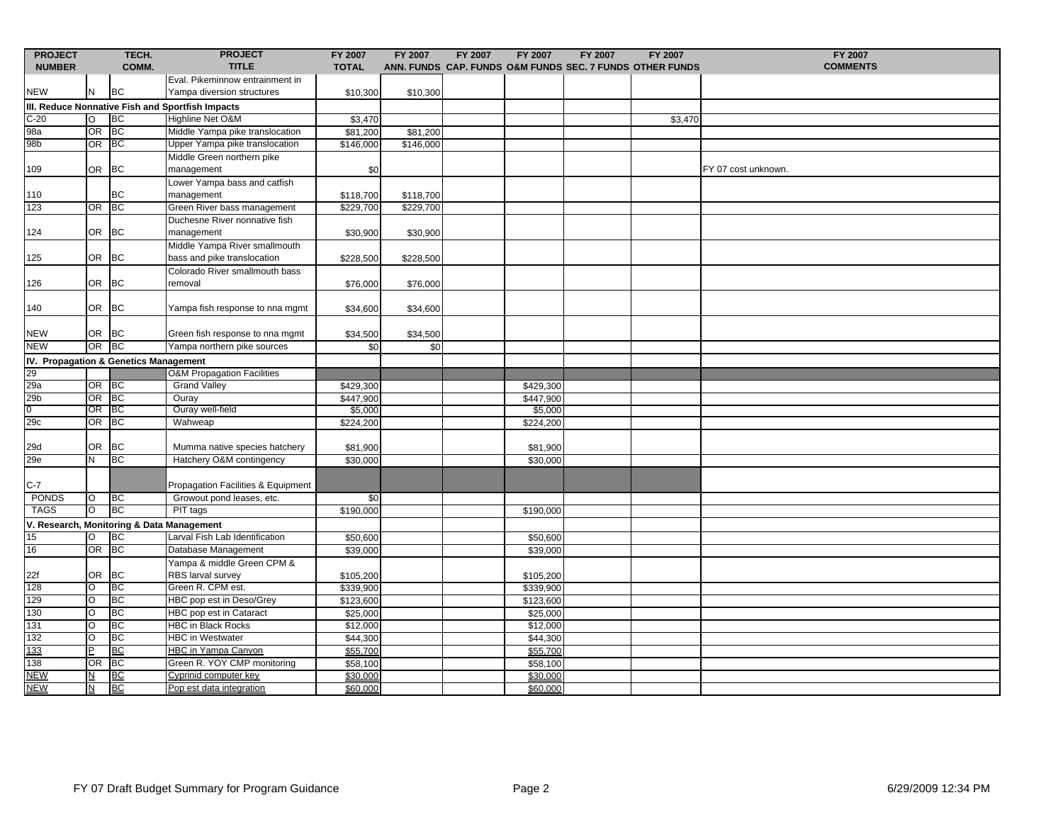| PROJECT NUMBER | | TECH. COMM. | PROJECT TITLE | FY 2007 TOTAL | FY 2007 ANN. FUNDS | FY 2007 CAP. FUNDS | FY 2007 O&M FUNDS | FY 2007 SEC. 7 FUNDS | FY 2007 OTHER FUNDS | FY 2007 COMMENTS |
|---|---|---|---|---|---|---|---|---|---|---|
| NEW | N | BC | Eval. Pikeminnow entrainment in Yampa diversion structures | $10,300 | $10,300 | | | | | |
| **III. Reduce Nonnative Fish and Sportfish Impacts** | | | | | | | | | | |
| C-20 | O | BC | Highline Net O&M | $3,470 | | | | | $3,470 | |
| 98a | OR | BC | Middle Yampa pike translocation | $81,200 | $81,200 | | | | | |
| 98b | OR | BC | Upper Yampa pike translocation | $146,000 | $146,000 | | | | | |
| 109 | OR | BC | Middle Green northern pike management | $0 | | | | | | FY 07 cost unknown. |
| 110 | | BC | Lower Yampa bass and catfish management | $118,700 | $118,700 | | | | | |
| 123 | OR | BC | Green River bass management | $229,700 | $229,700 | | | | | |
| 124 | OR | BC | Duchesne River nonnative fish management | $30,900 | $30,900 | | | | | |
| 125 | OR | BC | Middle Yampa River smallmouth bass and pike translocation | $228,500 | $228,500 | | | | | |
| 126 | OR | BC | Colorado River smallmouth bass removal | $76,000 | $76,000 | | | | | |
| 140 | OR | BC | Yampa fish response to nna mgmt | $34,600 | $34,600 | | | | | |
| NEW | OR | BC | Green fish response to nna mgmt | $34,500 | $34,500 | | | | | |
| NEW | OR | BC | Yampa northern pike sources | $0 | $0 | | | | | |
| **IV. Propagation & Genetics Management** | | | | | | | | | | |
| 29 | | | O&M Propagation Facilities | | | | | | | |
| 29a | OR | BC | Grand Valley | $429,300 | | | $429,300 | | | |
| 29b | OR | BC | Ouray | $447,900 | | | $447,900 | | | |
| 0 | OR | BC | Ouray well-field | $5,000 | | | $5,000 | | | |
| 29c | OR | BC | Wahweap | $224,200 | | | $224,200 | | | |
| 29d | OR | BC | Mumma native species hatchery | $81,900 | | | $81,900 | | | |
| 29e | N | BC | Hatchery O&M contingency | $30,000 | | | $30,000 | | | |
| C-7 | | | Propagation Facilities & Equipment | | | | | | | |
| PONDS | O | BC | Growout pond leases, etc. | $0 | | | | | | |
| TAGS | O | BC | PIT tags | $190,000 | | | $190,000 | | | |
| **V. Research, Monitoring & Data Management** | | | | | | | | | | |
| 15 | O | BC | Larval Fish Lab Identification | $50,600 | | | $50,600 | | | |
| 16 | OR | BC | Database Management | $39,000 | | | $39,000 | | | |
| 22f | OR | BC | Yampa & middle Green CPM & RBS larval survey | $105,200 | | | $105,200 | | | |
| 128 | O | BC | Green R. CPM est. | $339,900 | | | $339,900 | | | |
| 129 | O | BC | HBC pop est in Deso/Grey | $123,600 | | | $123,600 | | | |
| 130 | O | BC | HBC pop est in Cataract | $25,000 | | | $25,000 | | | |
| 131 | O | BC | HBC in Black Rocks | $12,000 | | | $12,000 | | | |
| 132 | O | BC | HBC in Westwater | $44,300 | | | $44,300 | | | |
| 133 | P | BC | HBC in Yampa Canyon | $55,700 | | | $55,700 | | | |
| 138 | OR | BC | Green R. YOY CMP monitoring | $58,100 | | | $58,100 | | | |
| NEW | N | BC | Cyprinid computer key | $30,000 | | | $30,000 | | | |
| NEW | N | BC | Pop est data integration | $60,000 | | | $60,000 | | | |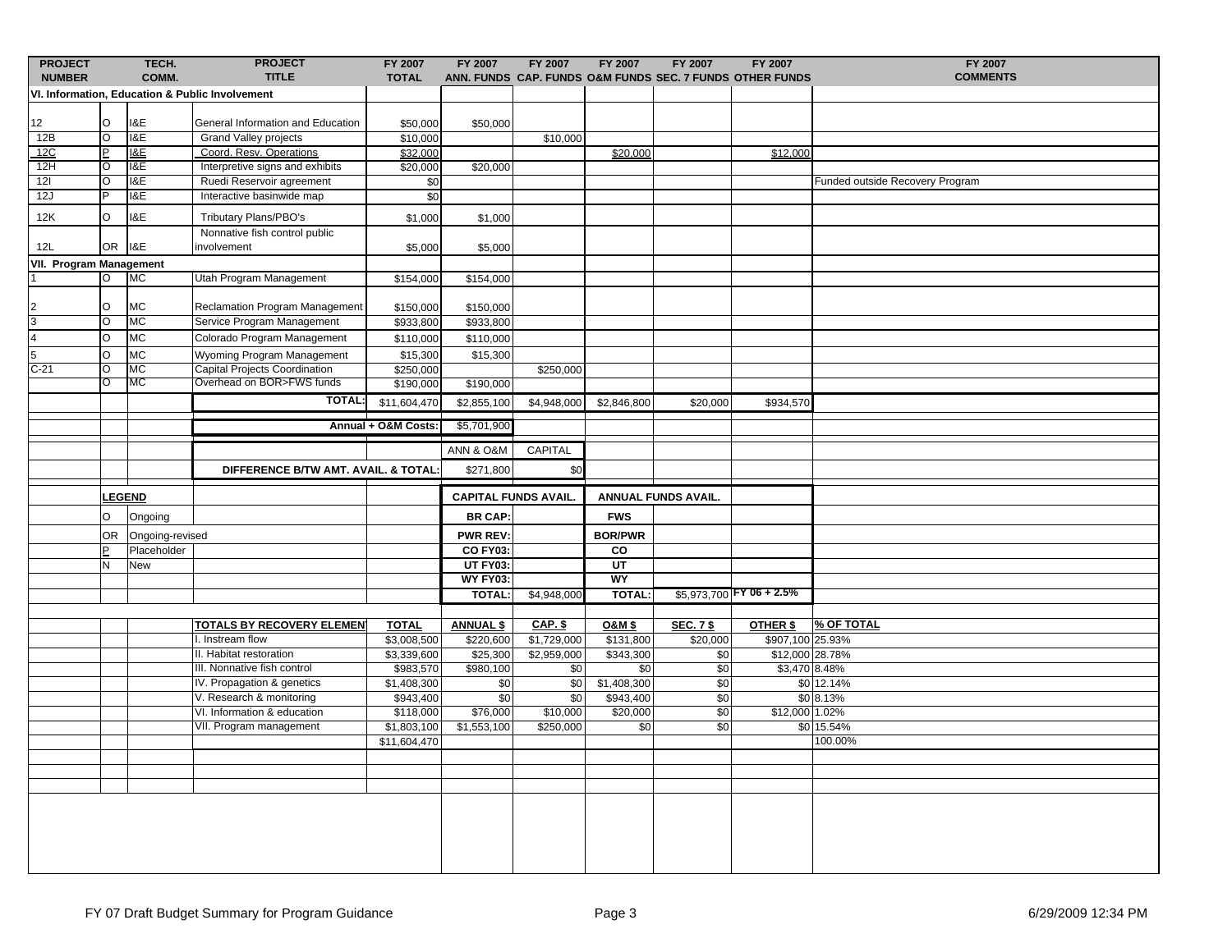| PROJECT NUMBER | | TECH. COMM. | PROJECT TITLE | FY 2007 TOTAL | FY 2007 ANN. FUNDS | FY 2007 CAP. FUNDS | FY 2007 O&M FUNDS | FY 2007 SEC. 7 FUNDS | FY 2007 OTHER FUNDS | FY 2007 COMMENTS |
|---|---|---|---|---|---|---|---|---|---|---|
| VI. Information, Education & Public Involvement | | | | | | | | | | |
| 12 | O | I&E | General Information and Education | $50,000 | $50,000 | | | | | |
| 12B | O | I&E | Grand Valley projects | $10,000 | | $10,000 | | | | |
| 12C | P | I&E | Coord. Resv. Operations | $32,000 | | | $20,000 | | $12,000 | |
| 12H | O | I&E | Interpretive signs and exhibits | $20,000 | $20,000 | | | | | |
| 12I | O | I&E | Ruedi Reservoir agreement | $0 | | | | | | Funded outside Recovery Program |
| 12J | P | I&E | Interactive basinwide map | $0 | | | | | | |
| 12K | O | I&E | Tributary Plans/PBO's | $1,000 | $1,000 | | | | | |
| 12L | OR | I&E | Nonnative fish control public involvement | $5,000 | $5,000 | | | | | |
| VII. Program Management | | | | | | | | | | |
| 1 | O | MC | Utah Program Management | $154,000 | $154,000 | | | | | |
| 2 | O | MC | Reclamation Program Management | $150,000 | $150,000 | | | | | |
| 3 | O | MC | Service Program Management | $933,800 | $933,800 | | | | | |
| 4 | O | MC | Colorado Program Management | $110,000 | $110,000 | | | | | |
| 5 | O | MC | Wyoming Program Management | $15,300 | $15,300 | | | | | |
| C-21 | O | MC | Capital Projects Coordination | $250,000 | | $250,000 | | | | |
| | O | MC | Overhead on BOR>FWS funds | $190,000 | $190,000 | | | | | |
| | | | TOTAL: | $11,604,470 | $2,855,100 | $4,948,000 | $2,846,800 | $20,000 | $934,570 | |
| | | | Annual + O&M Costs: | | $5,701,900 | | | | | |
| | | | | | ANN & O&M | CAPITAL | | | | |
| | | | DIFFERENCE B/TW AMT. AVAIL. & TOTAL: | | $271,800 | $0 | | | | |
| | LEGEND | | | | CAPITAL FUNDS AVAIL. | | ANNUAL FUNDS AVAIL. | | | |
| | O | Ongoing | | | BR CAP: | | FWS | | | |
| | OR | Ongoing-revised | | | PWR REV: | | BOR/PWR | | | |
| | P | Placeholder | | | CO FY03: | | CO | | | |
| | N | New | | | UT FY03: | | UT | | | |
| | | | | | WY FY03: | | WY | | | |
| | | | | | TOTAL: | $4,948,000 | TOTAL: | $5,973,700 | FY 06 + 2.5% | |
| | | | TOTALS BY RECOVERY ELEMENT | TOTAL | ANNUAL $ | CAP. $ | O&M $ | SEC. 7 $ | OTHER $ | % OF TOTAL |
| | | | I. Instream flow | $3,008,500 | $220,600 | $1,729,000 | $131,800 | $20,000 | $907,100 | 25.93% |
| | | | II. Habitat restoration | $3,339,600 | $25,300 | $2,959,000 | $343,300 | $0 | $12,000 | 28.78% |
| | | | III. Nonnative fish control | $983,570 | $980,100 | $0 | $0 | $0 | $3,470 | 8.48% |
| | | | IV. Propagation & genetics | $1,408,300 | $0 | $0 | $1,408,300 | $0 | $0 | 12.14% |
| | | | V. Research & monitoring | $943,400 | $0 | $0 | $943,400 | $0 | $0 | 8.13% |
| | | | VI. Information & education | $118,000 | $76,000 | $10,000 | $20,000 | $0 | $12,000 | 1.02% |
| | | | VII. Program management | $1,803,100 | $1,553,100 | $250,000 | $0 | $0 | $0 | 15.54% |
| | | | | $11,604,470 | | | | | | 100.00% |

FY 07 Draft Budget Summary for Program Guidance

6/29/2009 12:34 PM